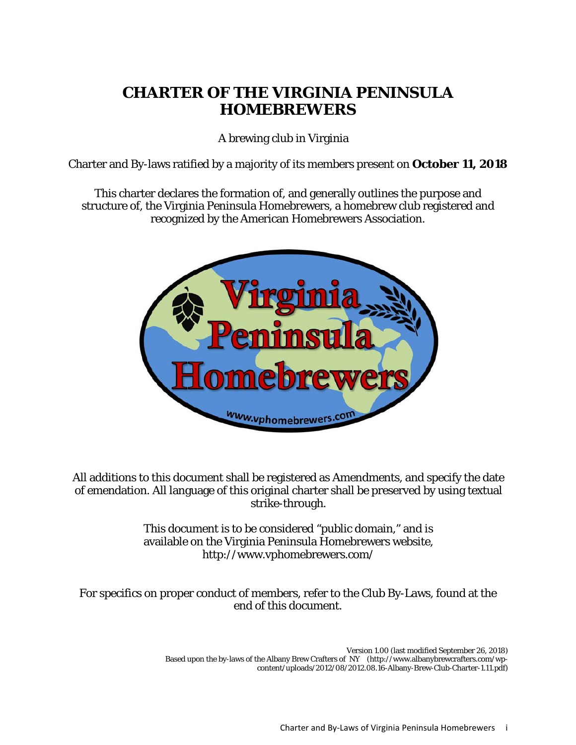# CHARTER OF THE VIRGINIA PENINSULA HOMEBREWERS

A brewing club in Virginia

Charter and By-laws ratified by a majority of its members present on **October 11, 2018**

This charter declares the formation of, and generally outlines the purpose and structure of, the Virginia Peninsula Homebrewers, a homebrew club registered and recognized by the American Homebrewers Association.

All additions to this document shall be registered as Amendments, and specify the date of emendation. All language of this original charter shall be preserved by using textual strike-through.

This document is to be considered "public domain," and is available on the Virginia Peninsula Homebrewers website, http://www.vphomebrewers.com/

For specifics on proper conduct of members, refer to the Club By-Laws, found at the end of this document.

Version 1.00 (last modified September 26, 2018)
Based upon the by-laws of the Albany Brew Crafters of NY (http://www.albanybrewcrafters.com/wp-content/uploads/2012/08/2012.08.16-Albany-Brew-Club-Charter-1.11.pdf)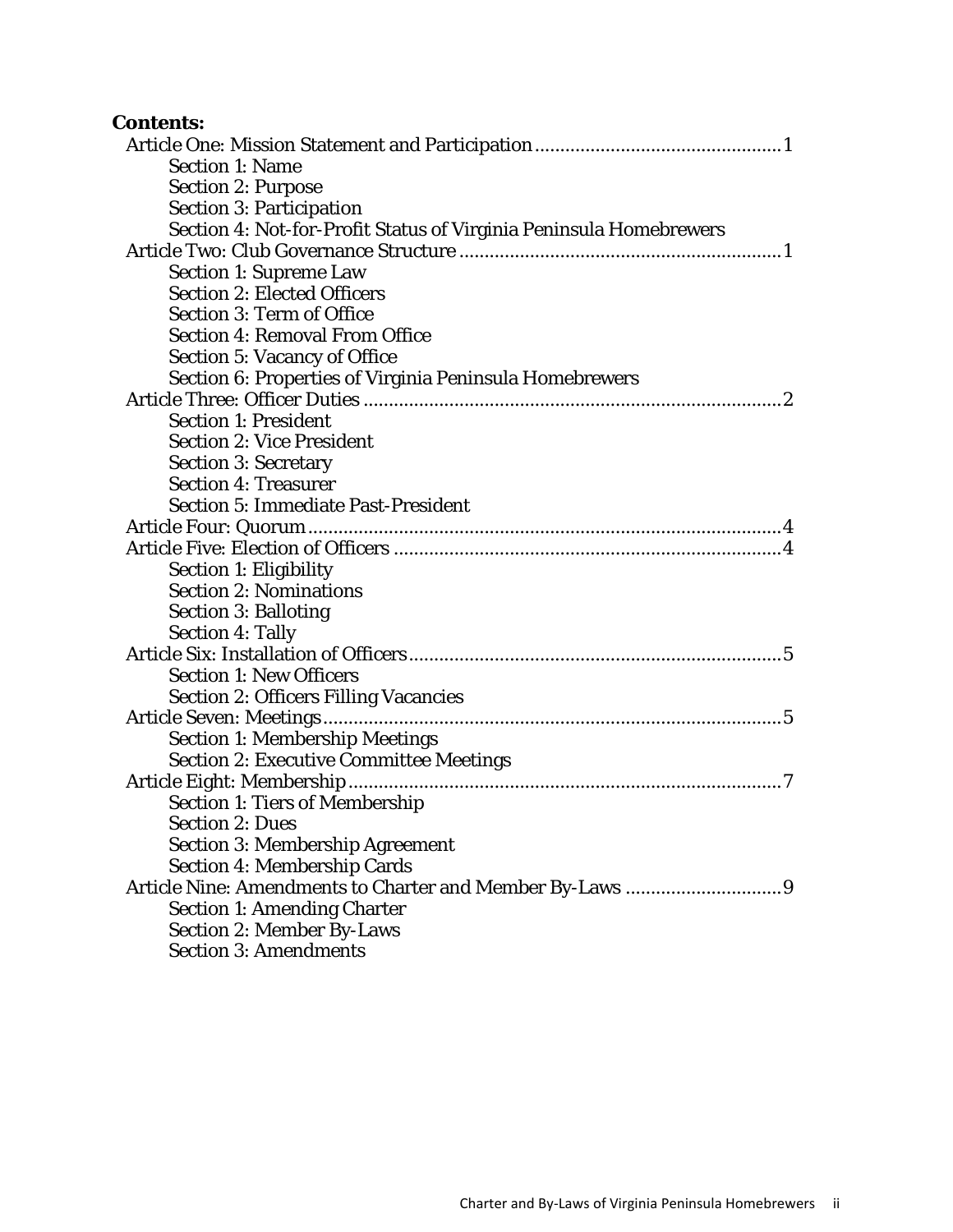**Contents:**

Article One: Mission Statement and Participation ........................................................ 1

- Section 1: Name
- Section 2: Purpose
- Section 3: Participation
- Section 4: Not-for-Profit Status of Virginia Peninsula Homebrewers

Article Two: Club Governance Structure ........................................................ 1

- Section 1: Supreme Law
- Section 2: Elected Officers
- Section 3: Term of Office
- Section 4: Removal From Office
- Section 5: Vacancy of Office
- Section 6: Properties of Virginia Peninsula Homebrewers

Article Three: Officer Duties ........................................................ 2

- Section 1: President
- Section 2: Vice President
- Section 3: Secretary
- Section 4: Treasurer
- Section 5: Immediate Past-President

Article Four: Quorum ........................................................ 4

Article Five: Election of Officers ........................................................ 4

- Section 1: Eligibility
- Section 2: Nominations
- Section 3: Balloting
- Section 4: Tally

Article Six: Installation of Officers ........................................................ 5

- Section 1: New Officers
- Section 2: Officers Filling Vacancies

Article Seven: Meetings ........................................................ 5

- Section 1: Membership Meetings
- Section 2: Executive Committee Meetings

Article Eight: Membership ........................................................ 7

- Section 1: Tiers of Membership
- Section 2: Dues
- Section 3: Membership Agreement
- Section 4: Membership Cards

Article Nine: Amendments to Charter and Member By-Laws ........................................................ 9

- Section 1: Amending Charter
- Section 2: Member By-Laws
- Section 3: Amendments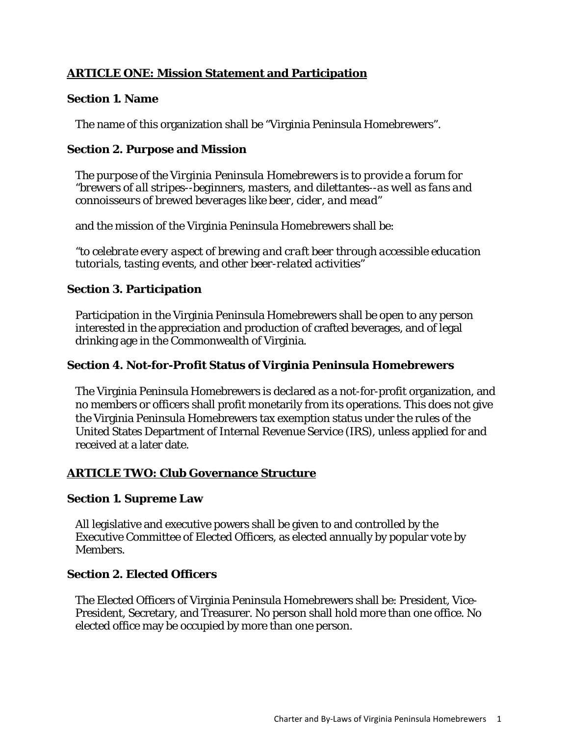## ARTICLE ONE: Mission Statement and Participation

### Section 1. Name

The name of this organization shall be "Virginia Peninsula Homebrewers".

### Section 2. Purpose and Mission

*The purpose of the Virginia Peninsula Homebrewers is to provide a forum for "brewers of all stripes--beginners, masters, and dilettantes--as well as fans and connoisseurs of brewed beverages like beer, cider, and mead"*

and the mission of the Virginia Peninsula Homebrewers shall be:

*"to celebrate every aspect of brewing and craft beer through accessible education tutorials, tasting events, and other beer-related activities"*

### Section 3. Participation

Participation in the Virginia Peninsula Homebrewers shall be open to any person interested in the appreciation and production of crafted beverages, and of legal drinking age in the Commonwealth of Virginia.

### Section 4. Not-for-Profit Status of Virginia Peninsula Homebrewers

The Virginia Peninsula Homebrewers is declared as a not-for-profit organization, and no members or officers shall profit monetarily from its operations. This does not give the Virginia Peninsula Homebrewers tax exemption status under the rules of the United States Department of Internal Revenue Service (IRS), unless applied for and received at a later date.

## ARTICLE TWO: Club Governance Structure

### Section 1. Supreme Law

All legislative and executive powers shall be given to and controlled by the Executive Committee of Elected Officers, as elected annually by popular vote by Members.

### Section 2. Elected Officers

The Elected Officers of Virginia Peninsula Homebrewers shall be: President, Vice-President, Secretary, and Treasurer. No person shall hold more than one office. No elected office may be occupied by more than one person.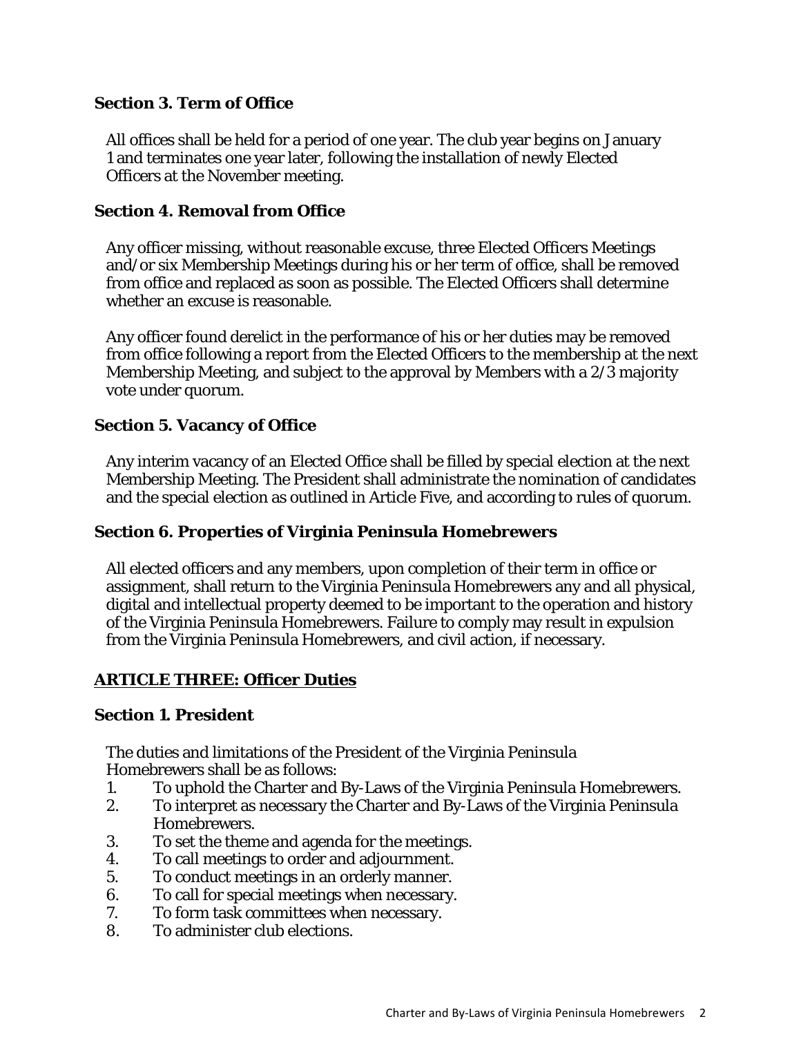### Section 3. Term of Office

All offices shall be held for a period of one year. The club year begins on January 1 and terminates one year later, following the installation of newly Elected Officers at the November meeting.

### Section 4. Removal from Office

Any officer missing, without reasonable excuse, three Elected Officers Meetings and/or six Membership Meetings during his or her term of office, shall be removed from office and replaced as soon as possible. The Elected Officers shall determine whether an excuse is reasonable.

Any officer found derelict in the performance of his or her duties may be removed from office following a report from the Elected Officers to the membership at the next Membership Meeting, and subject to the approval by Members with a 2/3 majority vote under quorum.

### Section 5. Vacancy of Office

Any interim vacancy of an Elected Office shall be filled by special election at the next Membership Meeting. The President shall administrate the nomination of candidates and the special election as outlined in Article Five, and according to rules of quorum.

### Section 6. Properties of Virginia Peninsula Homebrewers

All elected officers and any members, upon completion of their term in office or assignment, shall return to the Virginia Peninsula Homebrewers any and all physical, digital and intellectual property deemed to be important to the operation and history of the Virginia Peninsula Homebrewers. Failure to comply may result in expulsion from the Virginia Peninsula Homebrewers, and civil action, if necessary.

## ARTICLE THREE: Officer Duties

### Section 1. President

The duties and limitations of the President of the Virginia Peninsula Homebrewers shall be as follows:

1. To uphold the Charter and By-Laws of the Virginia Peninsula Homebrewers.
2. To interpret as necessary the Charter and By-Laws of the Virginia Peninsula Homebrewers.
3. To set the theme and agenda for the meetings.
4. To call meetings to order and adjournment.
5. To conduct meetings in an orderly manner.
6. To call for special meetings when necessary.
7. To form task committees when necessary.
8. To administer club elections.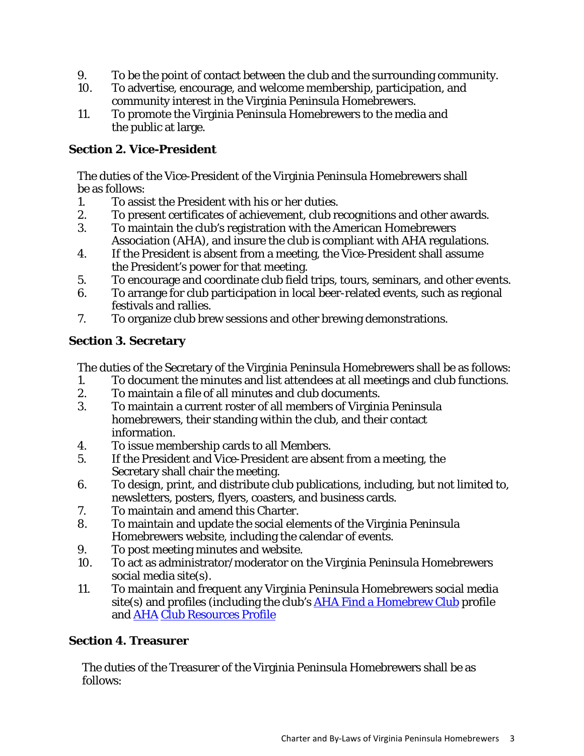9. To be the point of contact between the club and the surrounding community.
10. To advertise, encourage, and welcome membership, participation, and community interest in the Virginia Peninsula Homebrewers.
11. To promote the Virginia Peninsula Homebrewers to the media and the public at large.

### Section 2. Vice-President

The duties of the Vice-President of the Virginia Peninsula Homebrewers shall be as follows:

1. To assist the President with his or her duties.
2. To present certificates of achievement, club recognitions and other awards.
3. To maintain the club's registration with the American Homebrewers Association (AHA), and insure the club is compliant with AHA regulations.
4. If the President is absent from a meeting, the Vice-President shall assume the President's power for that meeting.
5. To encourage and coordinate club field trips, tours, seminars, and other events.
6. To arrange for club participation in local beer-related events, such as regional festivals and rallies.
7. To organize club brew sessions and other brewing demonstrations.

### Section 3. Secretary

The duties of the Secretary of the Virginia Peninsula Homebrewers shall be as follows:

1. To document the minutes and list attendees at all meetings and club functions.
2. To maintain a file of all minutes and club documents.
3. To maintain a current roster of all members of Virginia Peninsula homebrewers, their standing within the club, and their contact information.
4. To issue membership cards to all Members.
5. If the President and Vice-President are absent from a meeting, the Secretary shall chair the meeting.
6. To design, print, and distribute club publications, including, but not limited to, newsletters, posters, flyers, coasters, and business cards.
7. To maintain and amend this Charter.
8. To maintain and update the social elements of the Virginia Peninsula Homebrewers website, including the calendar of events.
9. To post meeting minutes and website.
10. To act as administrator/moderator on the Virginia Peninsula Homebrewers social media site(s).
11. To maintain and frequent any Virginia Peninsula Homebrewers social media site(s) and profiles (including the club's AHA Find a Homebrew Club profile and AHA Club Resources Profile

### Section 4. Treasurer

The duties of the Treasurer of the Virginia Peninsula Homebrewers shall be as follows: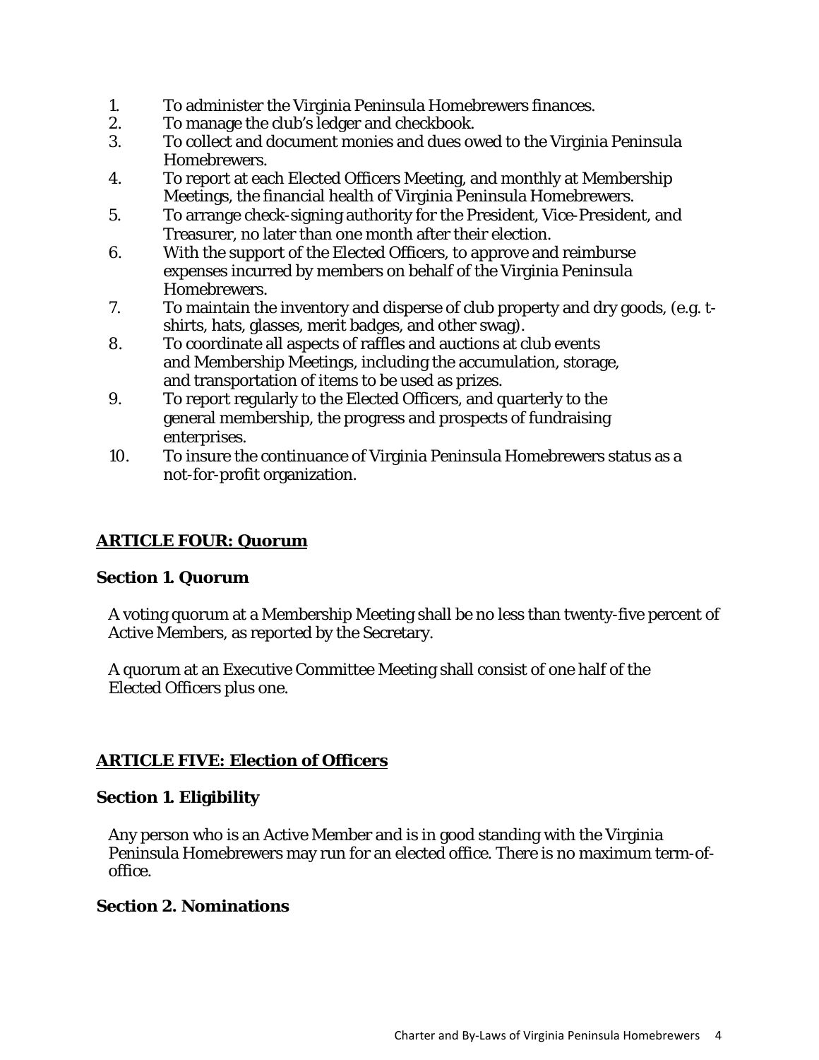1. To administer the Virginia Peninsula Homebrewers finances.
2. To manage the club's ledger and checkbook.
3. To collect and document monies and dues owed to the Virginia Peninsula Homebrewers.
4. To report at each Elected Officers Meeting, and monthly at Membership Meetings, the financial health of Virginia Peninsula Homebrewers.
5. To arrange check-signing authority for the President, Vice-President, and Treasurer, no later than one month after their election.
6. With the support of the Elected Officers, to approve and reimburse expenses incurred by members on behalf of the Virginia Peninsula Homebrewers.
7. To maintain the inventory and disperse of club property and dry goods, (e.g. t-shirts, hats, glasses, merit badges, and other swag).
8. To coordinate all aspects of raffles and auctions at club events and Membership Meetings, including the accumulation, storage, and transportation of items to be used as prizes.
9. To report regularly to the Elected Officers, and quarterly to the general membership, the progress and prospects of fundraising enterprises.
10. To insure the continuance of Virginia Peninsula Homebrewers status as a not-for-profit organization.

## ARTICLE FOUR: Quorum

### Section 1. Quorum

A voting quorum at a Membership Meeting shall be no less than twenty-five percent of Active Members, as reported by the Secretary.

A quorum at an Executive Committee Meeting shall consist of one half of the Elected Officers plus one.

## ARTICLE FIVE: Election of Officers

### Section 1. Eligibility

Any person who is an Active Member and is in good standing with the Virginia Peninsula Homebrewers may run for an elected office. There is no maximum term-of-office.

### Section 2. Nominations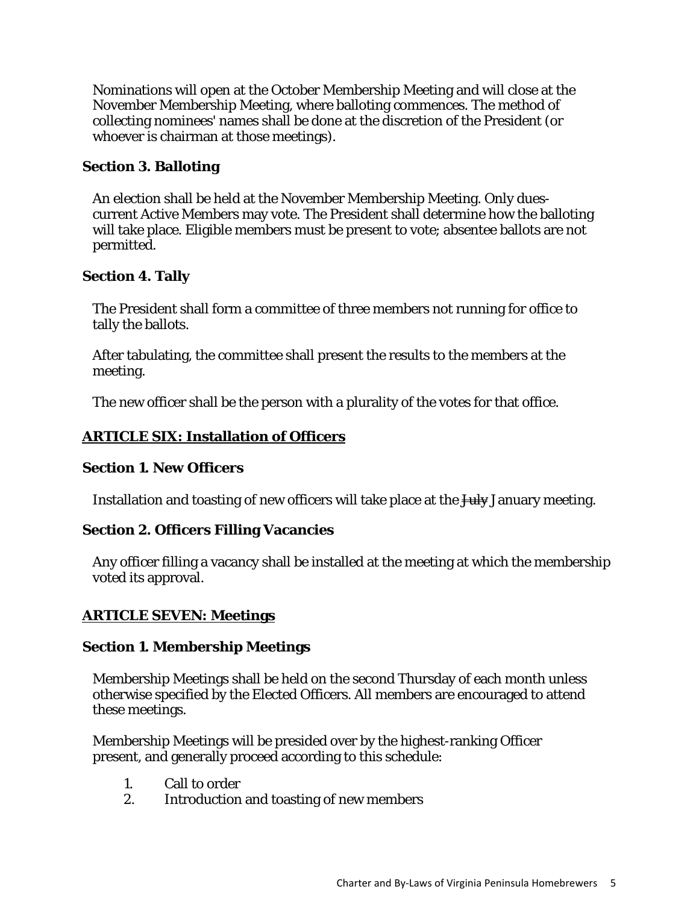Nominations will open at the October Membership Meeting and will close at the November Membership Meeting, where balloting commences. The method of collecting nominees' names shall be done at the discretion of the President (or whoever is chairman at those meetings).

### Section 3. Balloting

An election shall be held at the November Membership Meeting. Only dues-current Active Members may vote. The President shall determine how the balloting will take place. Eligible members must be present to vote; absentee ballots are not permitted.

### Section 4. Tally

The President shall form a committee of three members not running for office to tally the ballots.

After tabulating, the committee shall present the results to the members at the meeting.

The new officer shall be the person with a plurality of the votes for that office.

## ARTICLE SIX: Installation of Officers

### Section 1. New Officers

Installation and toasting of new officers will take place at the ~~July~~ January meeting.

### Section 2. Officers Filling Vacancies

Any officer filling a vacancy shall be installed at the meeting at which the membership voted its approval.

## ARTICLE SEVEN: Meetings

### Section 1. Membership Meetings

Membership Meetings shall be held on the second Thursday of each month unless otherwise specified by the Elected Officers. All members are encouraged to attend these meetings.

Membership Meetings will be presided over by the highest-ranking Officer present, and generally proceed according to this schedule:

1. Call to order
2. Introduction and toasting of new members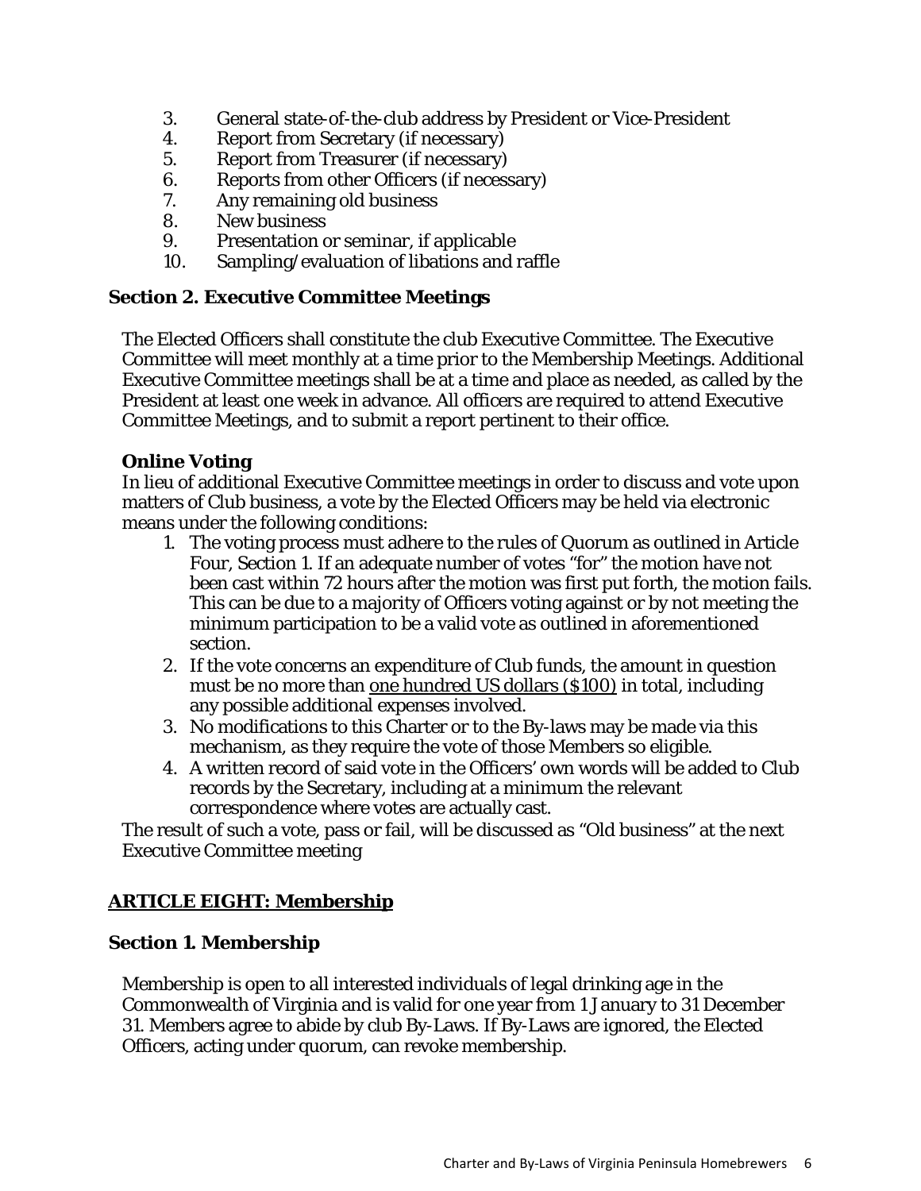3. General state-of-the-club address by President or Vice-President
4. Report from Secretary (if necessary)
5. Report from Treasurer (if necessary)
6. Reports from other Officers (if necessary)
7. Any remaining old business
8. New business
9. Presentation or seminar, if applicable
10. Sampling/evaluation of libations and raffle

### Section 2. Executive Committee Meetings

The Elected Officers shall constitute the club Executive Committee. The Executive Committee will meet monthly at a time prior to the Membership Meetings. Additional Executive Committee meetings shall be at a time and place as needed, as called by the President at least one week in advance. All officers are required to attend Executive Committee Meetings, and to submit a report pertinent to their office.

**Online Voting**

In lieu of additional Executive Committee meetings in order to discuss and vote upon matters of Club business, a vote by the Elected Officers may be held via electronic means under the following conditions:

1. The voting process must adhere to the rules of Quorum as outlined in Article Four, Section 1. If an adequate number of votes "for" the motion have not been cast within 72 hours after the motion was first put forth, the motion fails. This can be due to a majority of Officers voting against or by not meeting the minimum participation to be a valid vote as outlined in aforementioned section.
2. If the vote concerns an expenditure of Club funds, the amount in question must be no more than <u>one hundred US dollars ($100)</u> in total, including any possible additional expenses involved.
3. No modifications to this Charter or to the By-laws may be made via this mechanism, as they require the vote of those Members so eligible.
4. A written record of said vote in the Officers' own words will be added to Club records by the Secretary, including at a minimum the relevant correspondence where votes are actually cast.

The result of such a vote, pass or fail, will be discussed as "Old business" at the next Executive Committee meeting

## ARTICLE EIGHT: Membership

### Section 1. Membership

Membership is open to all interested individuals of legal drinking age in the Commonwealth of Virginia and is valid for one year from 1 January to 31 December 31. Members agree to abide by club By-Laws. If By-Laws are ignored, the Elected Officers, acting under quorum, can revoke membership.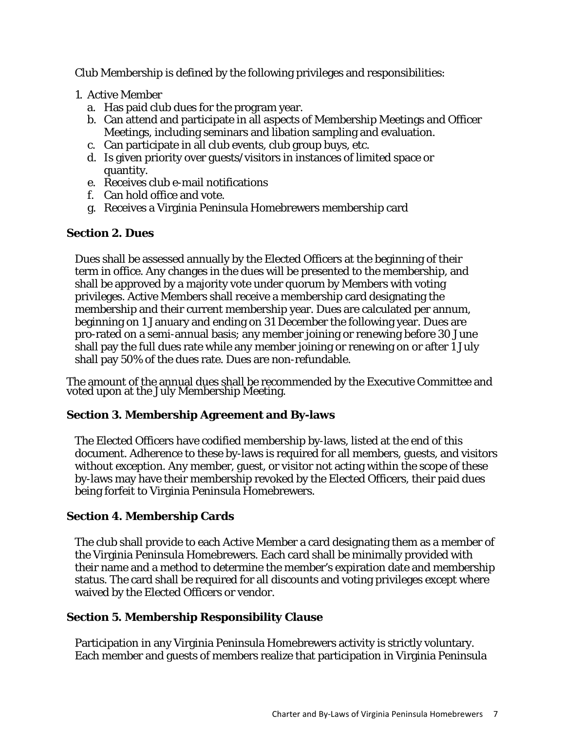Club Membership is defined by the following privileges and responsibilities:

1. Active Member
   a. Has paid club dues for the program year.
   b. Can attend and participate in all aspects of Membership Meetings and Officer Meetings, including seminars and libation sampling and evaluation.
   c. Can participate in all club events, club group buys, etc.
   d. Is given priority over guests/visitors in instances of limited space or quantity.
   e. Receives club e-mail notifications
   f. Can hold office and vote.
   g. Receives a Virginia Peninsula Homebrewers membership card

### Section 2. Dues

Dues shall be assessed annually by the Elected Officers at the beginning of their term in office. Any changes in the dues will be presented to the membership, and shall be approved by a majority vote under quorum by Members with voting privileges. Active Members shall receive a membership card designating the membership and their current membership year. Dues are calculated per annum, beginning on 1 January and ending on 31 December the following year. Dues are pro-rated on a semi-annual basis; any member joining or renewing before 30 June shall pay the full dues rate while any member joining or renewing on or after 1 July shall pay 50% of the dues rate. Dues are non-refundable.

The amount of the annual dues shall be recommended by the Executive Committee and voted upon at the July Membership Meeting.

### Section 3. Membership Agreement and By-laws

The Elected Officers have codified membership by-laws, listed at the end of this document. Adherence to these by-laws is required for all members, guests, and visitors without exception. Any member, guest, or visitor not acting within the scope of these by-laws may have their membership revoked by the Elected Officers, their paid dues being forfeit to Virginia Peninsula Homebrewers.

### Section 4. Membership Cards

The club shall provide to each Active Member a card designating them as a member of the Virginia Peninsula Homebrewers. Each card shall be minimally provided with their name and a method to determine the member's expiration date and membership status. The card shall be required for all discounts and voting privileges except where waived by the Elected Officers or vendor.

### Section 5. Membership Responsibility Clause

Participation in any Virginia Peninsula Homebrewers activity is strictly voluntary. Each member and guests of members realize that participation in Virginia Peninsula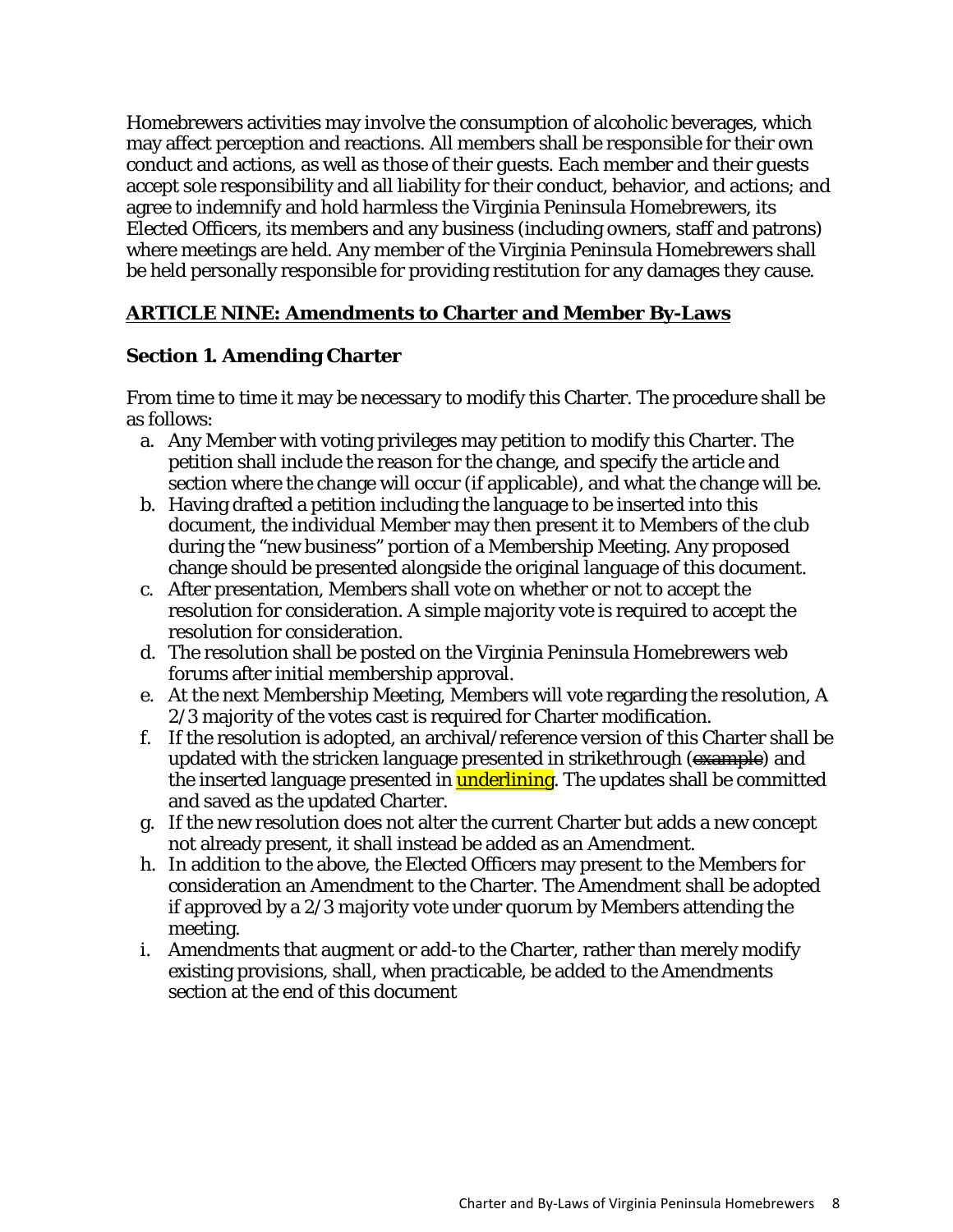Homebrewers activities may involve the consumption of alcoholic beverages, which may affect perception and reactions. All members shall be responsible for their own conduct and actions, as well as those of their guests. Each member and their guests accept sole responsibility and all liability for their conduct, behavior, and actions; and agree to indemnify and hold harmless the Virginia Peninsula Homebrewers, its Elected Officers, its members and any business (including owners, staff and patrons) where meetings are held. Any member of the Virginia Peninsula Homebrewers shall be held personally responsible for providing restitution for any damages they cause.

## ARTICLE NINE: Amendments to Charter and Member By-Laws

### Section 1. Amending Charter

From time to time it may be necessary to modify this Charter. The procedure shall be as follows:

a. Any Member with voting privileges may petition to modify this Charter. The petition shall include the reason for the change, and specify the article and section where the change will occur (if applicable), and what the change will be.
b. Having drafted a petition including the language to be inserted into this document, the individual Member may then present it to Members of the club during the "new business" portion of a Membership Meeting. Any proposed change should be presented alongside the original language of this document.
c. After presentation, Members shall vote on whether or not to accept the resolution for consideration. A simple majority vote is required to accept the resolution for consideration.
d. The resolution shall be posted on the Virginia Peninsula Homebrewers web forums after initial membership approval.
e. At the next Membership Meeting, Members will vote regarding the resolution, A 2/3 majority of the votes cast is required for Charter modification.
f. If the resolution is adopted, an archival/reference version of this Charter shall be updated with the stricken language presented in strikethrough (~~example~~) and the inserted language presented in <u>underlining</u>. The updates shall be committed and saved as the updated Charter.
g. If the new resolution does not alter the current Charter but adds a new concept not already present, it shall instead be added as an Amendment.
h. In addition to the above, the Elected Officers may present to the Members for consideration an Amendment to the Charter. The Amendment shall be adopted if approved by a 2/3 majority vote under quorum by Members attending the meeting.
i. Amendments that augment or add-to the Charter, rather than merely modify existing provisions, shall, when practicable, be added to the Amendments section at the end of this document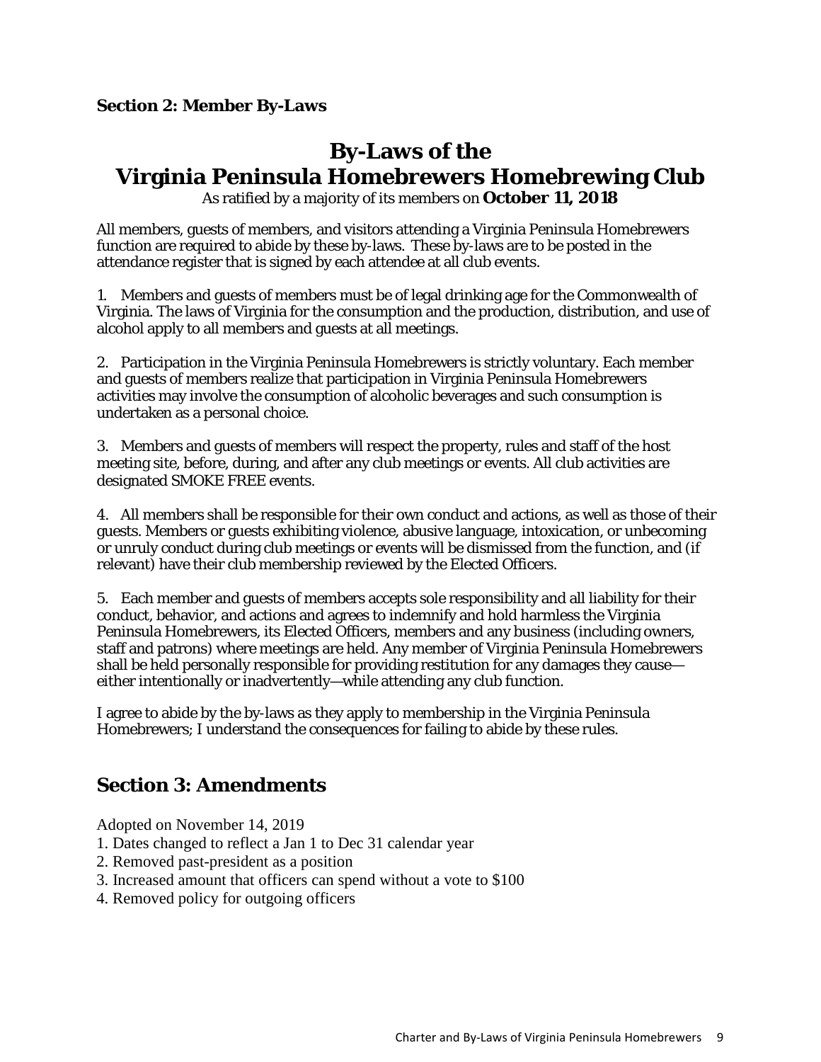**Section 2: Member By-Laws**

# By-Laws of the Virginia Peninsula Homebrewers Homebrewing Club

As ratified by a majority of its members on **October 11, 2018**

All members, guests of members, and visitors attending a Virginia Peninsula Homebrewers function are required to abide by these by-laws. These by-laws are to be posted in the attendance register that is signed by each attendee at all club events.

1. Members and guests of members must be of legal drinking age for the Commonwealth of Virginia. The laws of Virginia for the consumption and the production, distribution, and use of alcohol apply to all members and guests at all meetings.

2. Participation in the Virginia Peninsula Homebrewers is strictly voluntary. Each member and guests of members realize that participation in Virginia Peninsula Homebrewers activities may involve the consumption of alcoholic beverages and such consumption is undertaken as a personal choice.

3. Members and guests of members will respect the property, rules and staff of the host meeting site, before, during, and after any club meetings or events. All club activities are designated SMOKE FREE events.

4. All members shall be responsible for their own conduct and actions, as well as those of their guests. Members or guests exhibiting violence, abusive language, intoxication, or unbecoming or unruly conduct during club meetings or events will be dismissed from the function, and (if relevant) have their club membership reviewed by the Elected Officers.

5. Each member and guests of members accepts sole responsibility and all liability for their conduct, behavior, and actions and agrees to indemnify and hold harmless the Virginia Peninsula Homebrewers, its Elected Officers, members and any business (including owners, staff and patrons) where meetings are held. Any member of Virginia Peninsula Homebrewers shall be held personally responsible for providing restitution for any damages they cause—either intentionally or inadvertently—while attending any club function.

I agree to abide by the by-laws as they apply to membership in the Virginia Peninsula Homebrewers; I understand the consequences for failing to abide by these rules.

## Section 3: Amendments

Adopted on November 14, 2019

1. Dates changed to reflect a Jan 1 to Dec 31 calendar year
2. Removed past-president as a position
3. Increased amount that officers can spend without a vote to $100
4. Removed policy for outgoing officers